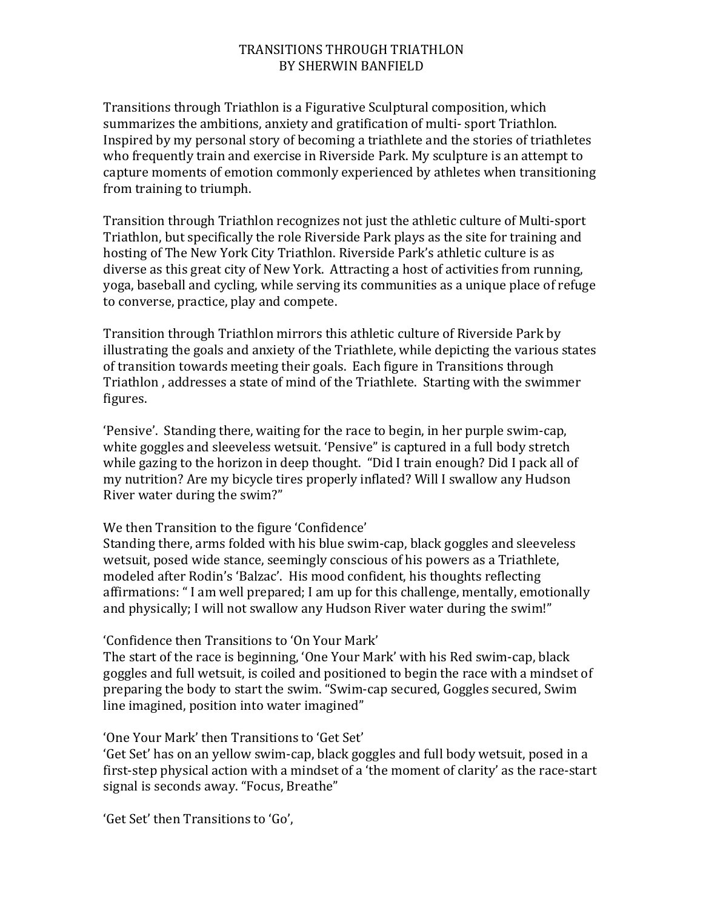# TRANSITIONS THROUGH TRIATHLON
## BY SHERWIN BANFIELD

Transitions through Triathlon is a Figurative Sculptural composition, which summarizes the ambitions, anxiety and gratification of multi- sport Triathlon. Inspired by my personal story of becoming a triathlete and the stories of triathletes who frequently train and exercise in Riverside Park. My sculpture is an attempt to capture moments of emotion commonly experienced by athletes when transitioning from training to triumph.

Transition through Triathlon recognizes not just the athletic culture of Multi-sport Triathlon, but specifically the role Riverside Park plays as the site for training and hosting of The New York City Triathlon. Riverside Park's athletic culture is as diverse as this great city of New York. Attracting a host of activities from running, yoga, baseball and cycling, while serving its communities as a unique place of refuge to converse, practice, play and compete.

Transition through Triathlon mirrors this athletic culture of Riverside Park by illustrating the goals and anxiety of the Triathlete, while depicting the various states of transition towards meeting their goals. Each figure in Transitions through Triathlon , addresses a state of mind of the Triathlete. Starting with the swimmer figures.

'Pensive'. Standing there, waiting for the race to begin, in her purple swim-cap, white goggles and sleeveless wetsuit. 'Pensive" is captured in a full body stretch while gazing to the horizon in deep thought. "Did I train enough? Did I pack all of my nutrition? Are my bicycle tires properly inflated? Will I swallow any Hudson River water during the swim?"

We then Transition to the figure 'Confidence'
Standing there, arms folded with his blue swim-cap, black goggles and sleeveless wetsuit, posed wide stance, seemingly conscious of his powers as a Triathlete, modeled after Rodin's 'Balzac'. His mood confident, his thoughts reflecting affirmations: " I am well prepared; I am up for this challenge, mentally, emotionally and physically; I will not swallow any Hudson River water during the swim!"

'Confidence then Transitions to 'On Your Mark'
The start of the race is beginning, 'One Your Mark' with his Red swim-cap, black goggles and full wetsuit, is coiled and positioned to begin the race with a mindset of preparing the body to start the swim. "Swim-cap secured, Goggles secured, Swim line imagined, position into water imagined"

'One Your Mark' then Transitions to 'Get Set'
'Get Set' has on an yellow swim-cap, black goggles and full body wetsuit, posed in a first-step physical action with a mindset of a 'the moment of clarity' as the race-start signal is seconds away. "Focus, Breathe"

'Get Set' then Transitions to 'Go',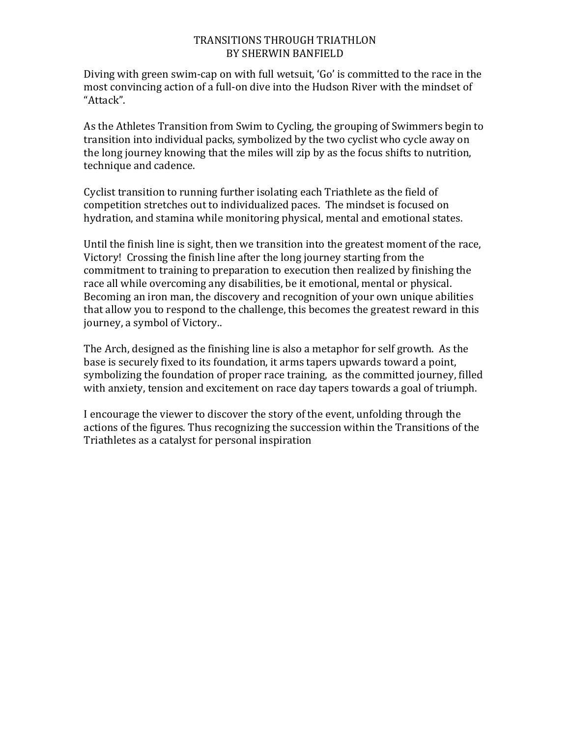# TRANSITIONS THROUGH TRIATHLON
## BY SHERWIN BANFIELD

Diving with green swim-cap on with full wetsuit, 'Go' is committed to the race in the most convincing action of a full-on dive into the Hudson River with the mindset of "Attack".

As the Athletes Transition from Swim to Cycling, the grouping of Swimmers begin to transition into individual packs, symbolized by the two cyclist who cycle away on the long journey knowing that the miles will zip by as the focus shifts to nutrition, technique and cadence.

Cyclist transition to running further isolating each Triathlete as the field of competition stretches out to individualized paces. The mindset is focused on hydration, and stamina while monitoring physical, mental and emotional states.

Until the finish line is sight, then we transition into the greatest moment of the race, Victory! Crossing the finish line after the long journey starting from the commitment to training to preparation to execution then realized by finishing the race all while overcoming any disabilities, be it emotional, mental or physical. Becoming an iron man, the discovery and recognition of your own unique abilities that allow you to respond to the challenge, this becomes the greatest reward in this journey, a symbol of Victory..

The Arch, designed as the finishing line is also a metaphor for self growth. As the base is securely fixed to its foundation, it arms tapers upwards toward a point, symbolizing the foundation of proper race training, as the committed journey, filled with anxiety, tension and excitement on race day tapers towards a goal of triumph.

I encourage the viewer to discover the story of the event, unfolding through the actions of the figures. Thus recognizing the succession within the Transitions of the Triathletes as a catalyst for personal inspiration